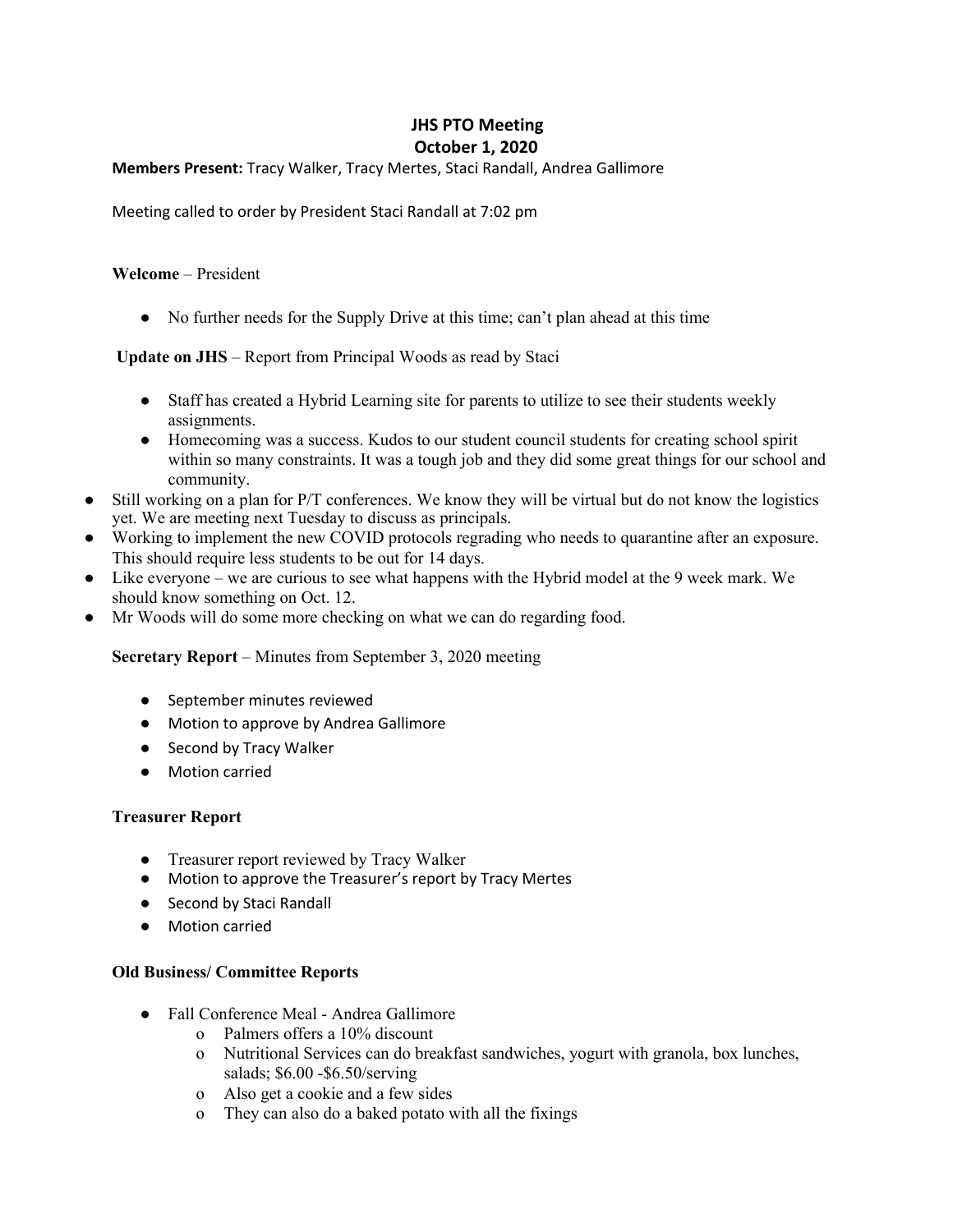# JHS PTO Meeting
## October 1, 2020

**Members Present:** Tracy Walker, Tracy Mertes, Staci Randall, Andrea Gallimore

Meeting called to order by President Staci Randall at 7:02 pm

**Welcome** – President

- No further needs for the Supply Drive at this time; can't plan ahead at this time

**Update on JHS** – Report from Principal Woods as read by Staci

- Staff has created a Hybrid Learning site for parents to utilize to see their students weekly assignments.
- Homecoming was a success. Kudos to our student council students for creating school spirit within so many constraints. It was a tough job and they did some great things for our school and community.
- Still working on a plan for P/T conferences. We know they will be virtual but do not know the logistics yet. We are meeting next Tuesday to discuss as principals.
- Working to implement the new COVID protocols regrading who needs to quarantine after an exposure. This should require less students to be out for 14 days.
- Like everyone – we are curious to see what happens with the Hybrid model at the 9 week mark. We should know something on Oct. 12.
- Mr Woods will do some more checking on what we can do regarding food.

**Secretary Report** – Minutes from September 3, 2020 meeting

- September minutes reviewed
- Motion to approve by Andrea Gallimore
- Second by Tracy Walker
- Motion carried

**Treasurer Report**

- Treasurer report reviewed by Tracy Walker
- Motion to approve the Treasurer's report by Tracy Mertes
- Second by Staci Randall
- Motion carried

**Old Business/ Committee Reports**

- Fall Conference Meal - Andrea Gallimore
  - Palmers offers a 10% discount
  - Nutritional Services can do breakfast sandwiches, yogurt with granola, box lunches, salads; $6.00 -$6.50/serving
  - Also get a cookie and a few sides
  - They can also do a baked potato with all the fixings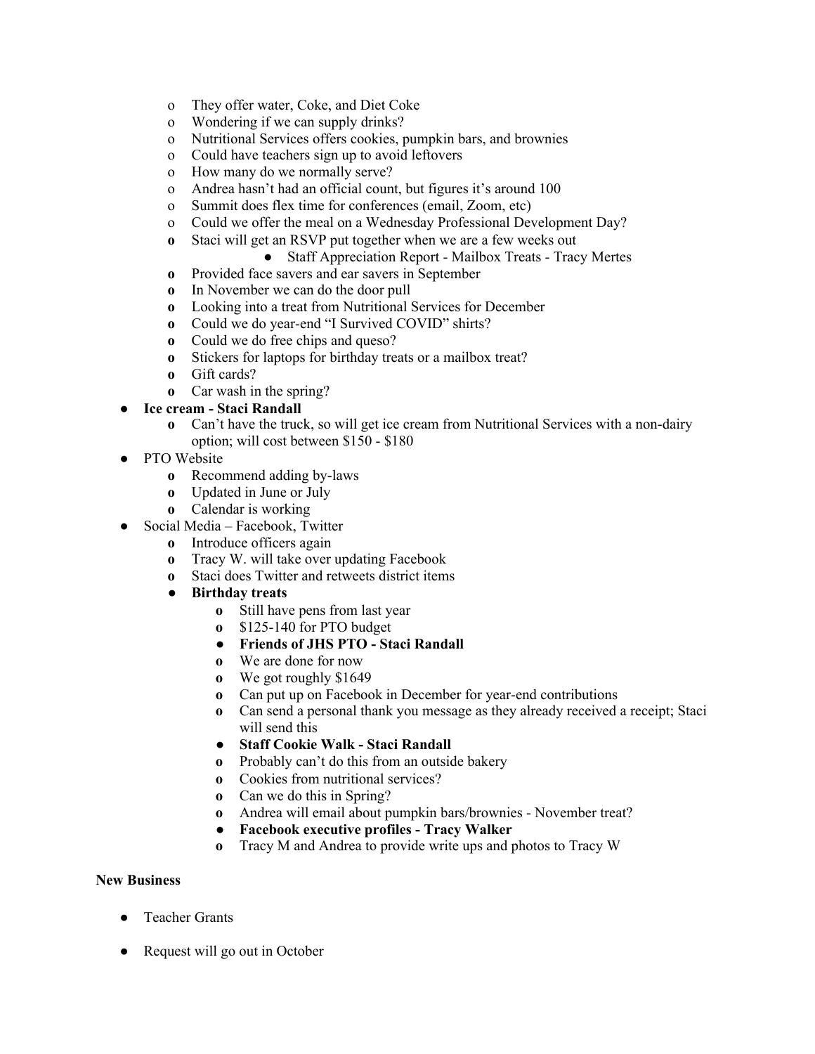- They offer water, Coke, and Diet Coke
  - Wondering if we can supply drinks?
  - Nutritional Services offers cookies, pumpkin bars, and brownies
  - Could have teachers sign up to avoid leftovers
  - How many do we normally serve?
  - Andrea hasn't had an official count, but figures it's around 100
  - Summit does flex time for conferences (email, Zoom, etc)
  - Could we offer the meal on a Wednesday Professional Development Day?
  - Staci will get an RSVP put together when we are a few weeks out
    - Staff Appreciation Report - Mailbox Treats - Tracy Mertes
  - Provided face savers and ear savers in September
  - In November we can do the door pull
  - Looking into a treat from Nutritional Services for December
  - Could we do year-end "I Survived COVID" shirts?
  - Could we do free chips and queso?
  - Stickers for laptops for birthday treats or a mailbox treat?
  - Gift cards?
  - Car wash in the spring?
- **Ice cream - Staci Randall**
  - Can't have the truck, so will get ice cream from Nutritional Services with a non-dairy option; will cost between $150 - $180
- PTO Website
  - Recommend adding by-laws
  - Updated in June or July
  - Calendar is working
- Social Media – Facebook, Twitter
  - Introduce officers again
  - Tracy W. will take over updating Facebook
  - Staci does Twitter and retweets district items
  - **Birthday treats**
    - Still have pens from last year
    - $125-140 for PTO budget
    - **Friends of JHS PTO - Staci Randall**
    - We are done for now
    - We got roughly $1649
    - Can put up on Facebook in December for year-end contributions
    - Can send a personal thank you message as they already received a receipt; Staci will send this
    - **Staff Cookie Walk - Staci Randall**
    - Probably can't do this from an outside bakery
    - Cookies from nutritional services?
    - Can we do this in Spring?
    - Andrea will email about pumpkin bars/brownies - November treat?
    - **Facebook executive profiles - Tracy Walker**
    - Tracy M and Andrea to provide write ups and photos to Tracy W

**New Business**

- Teacher Grants

- Request will go out in October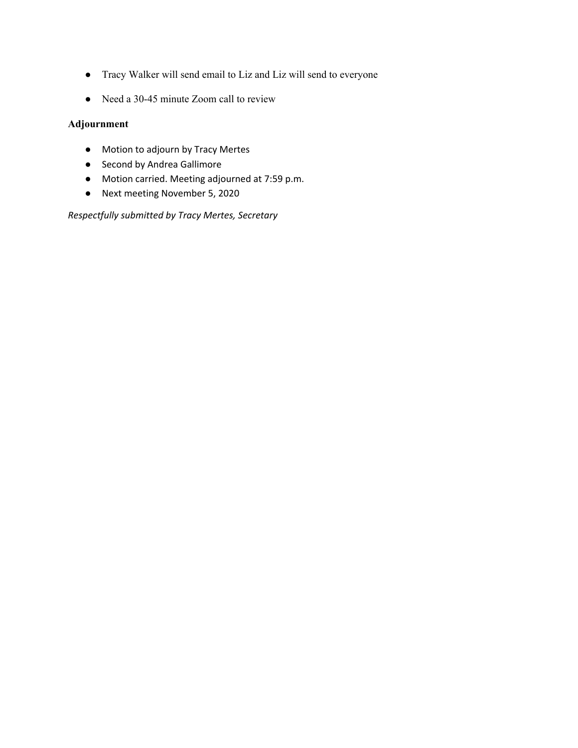- Tracy Walker will send email to Liz and Liz will send to everyone
- Need a 30-45 minute Zoom call to review

**Adjournment**

- Motion to adjourn by Tracy Mertes
- Second by Andrea Gallimore
- Motion carried. Meeting adjourned at 7:59 p.m.
- Next meeting November 5, 2020

*Respectfully submitted by Tracy Mertes, Secretary*